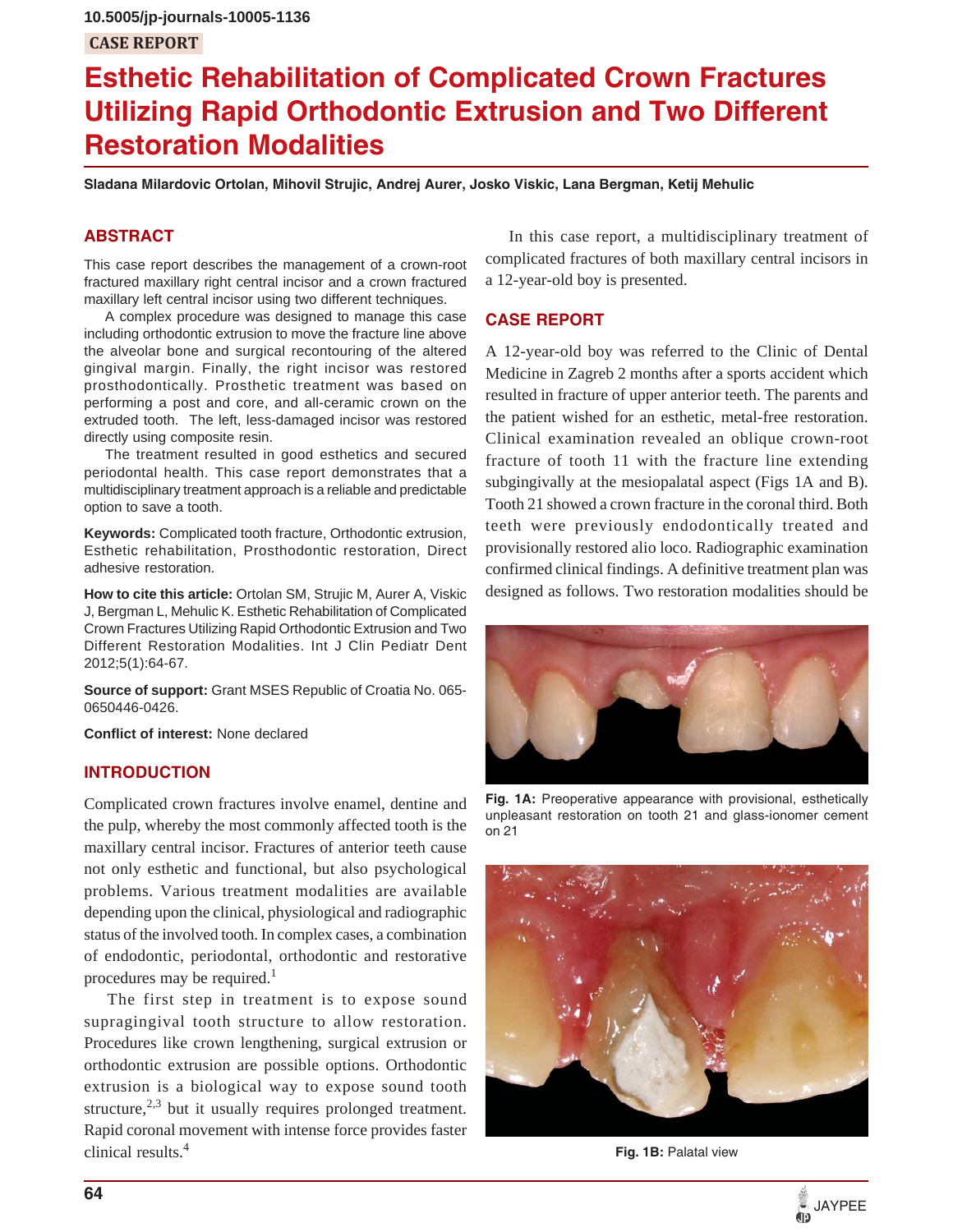10.5005/jp-journals-10005-1136

CASE REPORT

# Esthetic Rehabilitation of Complicated Crown Fractures Utilizing Rapid Orthodontic Extrusion and Two Different Restoration Modalities

**Sladana Milardovic Ortolan, Mihovil Strujic, Andrej Aurer, Josko Viskic, Lana Bergman, Ketij Mehulic**

## ABSTRACT

This case report describes the management of a crown-root fractured maxillary right central incisor and a crown fractured maxillary left central incisor using two different techniques.

A complex procedure was designed to manage this case including orthodontic extrusion to move the fracture line above the alveolar bone and surgical recontouring of the altered gingival margin. Finally, the right incisor was restored prosthodontically. Prosthetic treatment was based on performing a post and core, and all-ceramic crown on the extruded tooth. The left, less-damaged incisor was restored directly using composite resin.

The treatment resulted in good esthetics and secured periodontal health. This case report demonstrates that a multidisciplinary treatment approach is a reliable and predictable option to save a tooth.

**Keywords:** Complicated tooth fracture, Orthodontic extrusion, Esthetic rehabilitation, Prosthodontic restoration, Direct adhesive restoration.

**How to cite this article:** Ortolan SM, Strujic M, Aurer A, Viskic J, Bergman L, Mehulic K. Esthetic Rehabilitation of Complicated Crown Fractures Utilizing Rapid Orthodontic Extrusion and Two Different Restoration Modalities. Int J Clin Pediatr Dent 2012;5(1):64-67.

**Source of support:** Grant MSES Republic of Croatia No. 065-0650446-0426.

**Conflict of interest:** None declared

## INTRODUCTION

Complicated crown fractures involve enamel, dentine and the pulp, whereby the most commonly affected tooth is the maxillary central incisor. Fractures of anterior teeth cause not only esthetic and functional, but also psychological problems. Various treatment modalities are available depending upon the clinical, physiological and radiographic status of the involved tooth. In complex cases, a combination of endodontic, periodontal, orthodontic and restorative procedures may be required.[1]

The first step in treatment is to expose sound supragingival tooth structure to allow restoration. Procedures like crown lengthening, surgical extrusion or orthodontic extrusion are possible options. Orthodontic extrusion is a biological way to expose sound tooth structure,[2,3] but it usually requires prolonged treatment. Rapid coronal movement with intense force provides faster clinical results.[4]

In this case report, a multidisciplinary treatment of complicated fractures of both maxillary central incisors in a 12-year-old boy is presented.

## CASE REPORT

A 12-year-old boy was referred to the Clinic of Dental Medicine in Zagreb 2 months after a sports accident which resulted in fracture of upper anterior teeth. The parents and the patient wished for an esthetic, metal-free restoration. Clinical examination revealed an oblique crown-root fracture of tooth 11 with the fracture line extending subgingivally at the mesiopalatal aspect (Figs 1A and B). Tooth 21 showed a crown fracture in the coronal third. Both teeth were previously endodontically treated and provisionally restored alio loco. Radiographic examination confirmed clinical findings. A definitive treatment plan was designed as follows. Two restoration modalities should be

**Fig. 1A:** Preoperative appearance with provisional, esthetically unpleasant restoration on tooth 21 and glass-ionomer cement on 21

**Fig. 1B:** Palatal view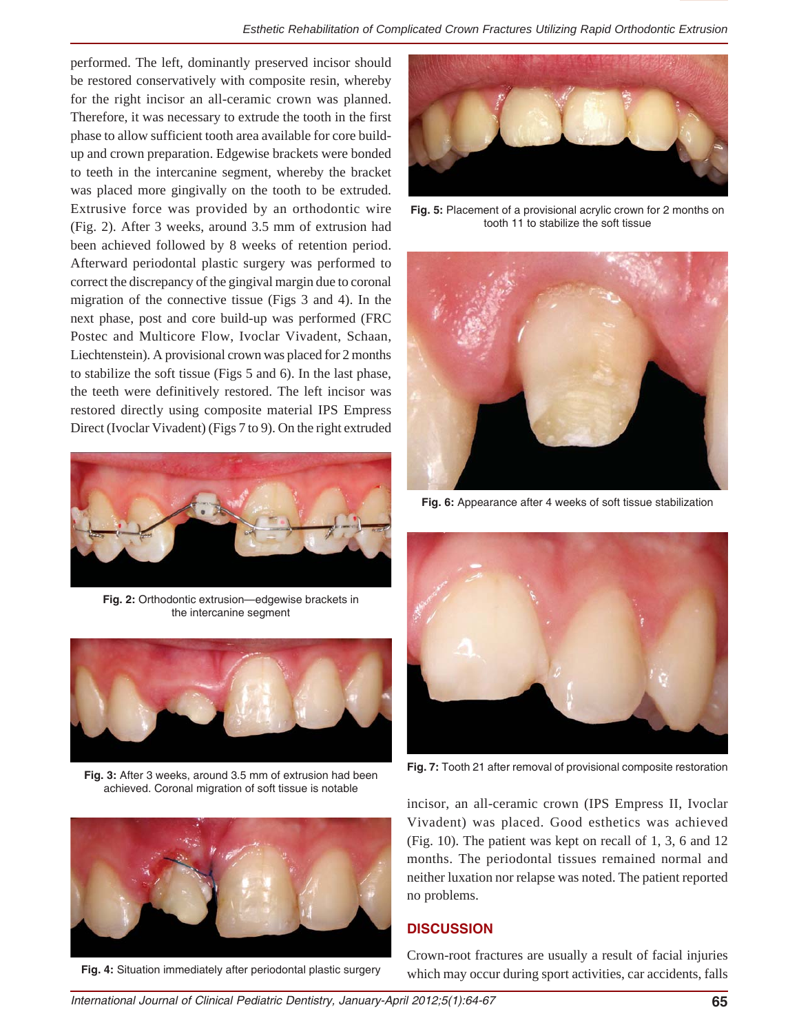performed. The left, dominantly preserved incisor should be restored conservatively with composite resin, whereby for the right incisor an all-ceramic crown was planned. Therefore, it was necessary to extrude the tooth in the first phase to allow sufficient tooth area available for core build-up and crown preparation. Edgewise brackets were bonded to teeth in the intercanine segment, whereby the bracket was placed more gingivally on the tooth to be extruded. Extrusive force was provided by an orthodontic wire (Fig. 2). After 3 weeks, around 3.5 mm of extrusion had been achieved followed by 8 weeks of retention period. Afterward periodontal plastic surgery was performed to correct the discrepancy of the gingival margin due to coronal migration of the connective tissue (Figs 3 and 4). In the next phase, post and core build-up was performed (FRC Postec and Multicore Flow, Ivoclar Vivadent, Schaan, Liechtenstein). A provisional crown was placed for 2 months to stabilize the soft tissue (Figs 5 and 6). In the last phase, the teeth were definitively restored. The left incisor was restored directly using composite material IPS Empress Direct (Ivoclar Vivadent) (Figs 7 to 9). On the right extruded incisor, an all-ceramic crown (IPS Empress II, Ivoclar Vivadent) was placed. Good esthetics was achieved (Fig. 10). The patient was kept on recall of 1, 3, 6 and 12 months. The periodontal tissues remained normal and neither luxation nor relapse was noted. The patient reported no problems.

**Fig. 2:** Orthodontic extrusion—edgewise brackets in the intercanine segment

**Fig. 3:** After 3 weeks, around 3.5 mm of extrusion had been achieved. Coronal migration of soft tissue is notable

**Fig. 4:** Situation immediately after periodontal plastic surgery

**Fig. 5:** Placement of a provisional acrylic crown for 2 months on tooth 11 to stabilize the soft tissue

**Fig. 6:** Appearance after 4 weeks of soft tissue stabilization

**Fig. 7:** Tooth 21 after removal of provisional composite restoration

## DISCUSSION

Crown-root fractures are usually a result of facial injuries which may occur during sport activities, car accidents, falls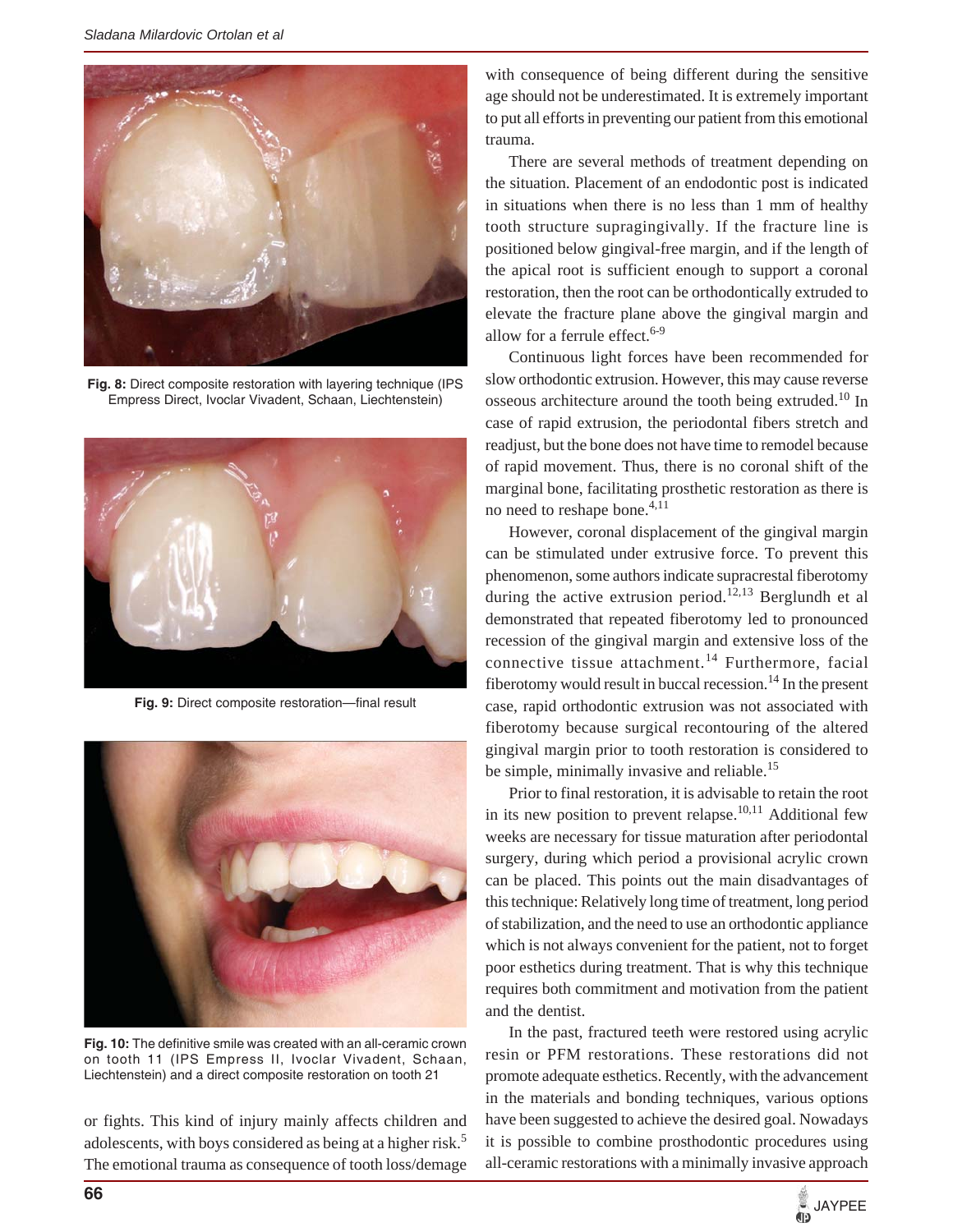Fig. 8: Direct composite restoration with layering technique (IPS Empress Direct, Ivoclar Vivadent, Schaan, Liechtenstein)

Fig. 9: Direct composite restoration—final result

Fig. 10: The definitive smile was created with an all-ceramic crown on tooth 11 (IPS Empress II, Ivoclar Vivadent, Schaan, Liechtenstein) and a direct composite restoration on tooth 21

or fights. This kind of injury mainly affects children and adolescents, with boys considered as being at a higher risk.[5] The emotional trauma as consequence of tooth loss/demage with consequence of being different during the sensitive age should not be underestimated. It is extremely important to put all efforts in preventing our patient from this emotional trauma.

There are several methods of treatment depending on the situation. Placement of an endodontic post is indicated in situations when there is no less than 1 mm of healthy tooth structure supragingivally. If the fracture line is positioned below gingival-free margin, and if the length of the apical root is sufficient enough to support a coronal restoration, then the root can be orthodontically extruded to elevate the fracture plane above the gingival margin and allow for a ferrule effect.[6-9]

Continuous light forces have been recommended for slow orthodontic extrusion. However, this may cause reverse osseous architecture around the tooth being extruded.[10] In case of rapid extrusion, the periodontal fibers stretch and readjust, but the bone does not have time to remodel because of rapid movement. Thus, there is no coronal shift of the marginal bone, facilitating prosthetic restoration as there is no need to reshape bone.[4,11]

However, coronal displacement of the gingival margin can be stimulated under extrusive force. To prevent this phenomenon, some authors indicate supracrestal fiberotomy during the active extrusion period.[12,13] Berglundh et al demonstrated that repeated fiberotomy led to pronounced recession of the gingival margin and extensive loss of the connective tissue attachment.[14] Furthermore, facial fiberotomy would result in buccal recession.[14] In the present case, rapid orthodontic extrusion was not associated with fiberotomy because surgical recontouring of the altered gingival margin prior to tooth restoration is considered to be simple, minimally invasive and reliable.[15]

Prior to final restoration, it is advisable to retain the root in its new position to prevent relapse.[10,11] Additional few weeks are necessary for tissue maturation after periodontal surgery, during which period a provisional acrylic crown can be placed. This points out the main disadvantages of this technique: Relatively long time of treatment, long period of stabilization, and the need to use an orthodontic appliance which is not always convenient for the patient, not to forget poor esthetics during treatment. That is why this technique requires both commitment and motivation from the patient and the dentist.

In the past, fractured teeth were restored using acrylic resin or PFM restorations. These restorations did not promote adequate esthetics. Recently, with the advancement in the materials and bonding techniques, various options have been suggested to achieve the desired goal. Nowadays it is possible to combine prosthodontic procedures using all-ceramic restorations with a minimally invasive approach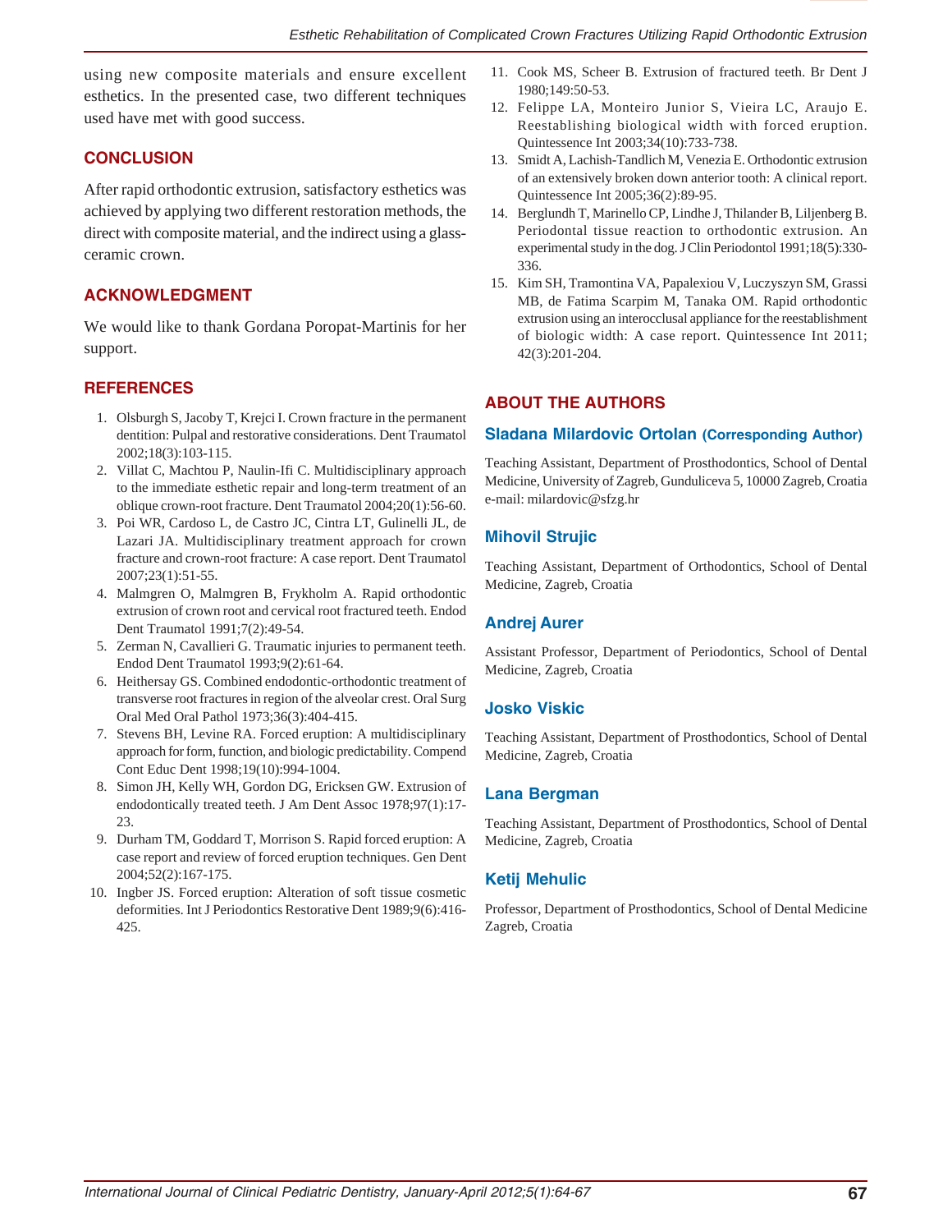using new composite materials and ensure excellent esthetics. In the presented case, two different techniques used have met with good success.

## CONCLUSION

After rapid orthodontic extrusion, satisfactory esthetics was achieved by applying two different restoration methods, the direct with composite material, and the indirect using a glass-ceramic crown.

## ACKNOWLEDGMENT

We would like to thank Gordana Poropat-Martinis for her support.

## REFERENCES

1. Olsburgh S, Jacoby T, Krejci I. Crown fracture in the permanent dentition: Pulpal and restorative considerations. Dent Traumatol 2002;18(3):103-115.
2. Villat C, Machtou P, Naulin-Ifi C. Multidisciplinary approach to the immediate esthetic repair and long-term treatment of an oblique crown-root fracture. Dent Traumatol 2004;20(1):56-60.
3. Poi WR, Cardoso L, de Castro JC, Cintra LT, Gulinelli JL, de Lazari JA. Multidisciplinary treatment approach for crown fracture and crown-root fracture: A case report. Dent Traumatol 2007;23(1):51-55.
4. Malmgren O, Malmgren B, Frykholm A. Rapid orthodontic extrusion of crown root and cervical root fractured teeth. Endod Dent Traumatol 1991;7(2):49-54.
5. Zerman N, Cavallieri G. Traumatic injuries to permanent teeth. Endod Dent Traumatol 1993;9(2):61-64.
6. Heithersay GS. Combined endodontic-orthodontic treatment of transverse root fractures in region of the alveolar crest. Oral Surg Oral Med Oral Pathol 1973;36(3):404-415.
7. Stevens BH, Levine RA. Forced eruption: A multidisciplinary approach for form, function, and biologic predictability. Compend Cont Educ Dent 1998;19(10):994-1004.
8. Simon JH, Kelly WH, Gordon DG, Ericksen GW. Extrusion of endodontically treated teeth. J Am Dent Assoc 1978;97(1):17-23.
9. Durham TM, Goddard T, Morrison S. Rapid forced eruption: A case report and review of forced eruption techniques. Gen Dent 2004;52(2):167-175.
10. Ingber JS. Forced eruption: Alteration of soft tissue cosmetic deformities. Int J Periodontics Restorative Dent 1989;9(6):416-425.
11. Cook MS, Scheer B. Extrusion of fractured teeth. Br Dent J 1980;149:50-53.
12. Felippe LA, Monteiro Junior S, Vieira LC, Araujo E. Reestablishing biological width with forced eruption. Quintessence Int 2003;34(10):733-738.
13. Smidt A, Lachish-Tandlich M, Venezia E. Orthodontic extrusion of an extensively broken down anterior tooth: A clinical report. Quintessence Int 2005;36(2):89-95.
14. Berglundh T, Marinello CP, Lindhe J, Thilander B, Liljenberg B. Periodontal tissue reaction to orthodontic extrusion. An experimental study in the dog. J Clin Periodontol 1991;18(5):330-336.
15. Kim SH, Tramontina VA, Papalexiou V, Luczyszyn SM, Grassi MB, de Fatima Scarpim M, Tanaka OM. Rapid orthodontic extrusion using an interocclusal appliance for the reestablishment of biologic width: A case report. Quintessence Int 2011; 42(3):201-204.

## ABOUT THE AUTHORS

### Sladana Milardovic Ortolan (Corresponding Author)

Teaching Assistant, Department of Prosthodontics, School of Dental Medicine, University of Zagreb, Gunduliceva 5, 10000 Zagreb, Croatia e-mail: milardovic@sfzg.hr

### Mihovil Strujic

Teaching Assistant, Department of Orthodontics, School of Dental Medicine, Zagreb, Croatia

### Andrej Aurer

Assistant Professor, Department of Periodontics, School of Dental Medicine, Zagreb, Croatia

### Josko Viskic

Teaching Assistant, Department of Prosthodontics, School of Dental Medicine, Zagreb, Croatia

### Lana Bergman

Teaching Assistant, Department of Prosthodontics, School of Dental Medicine, Zagreb, Croatia

### Ketij Mehulic

Professor, Department of Prosthodontics, School of Dental Medicine Zagreb, Croatia